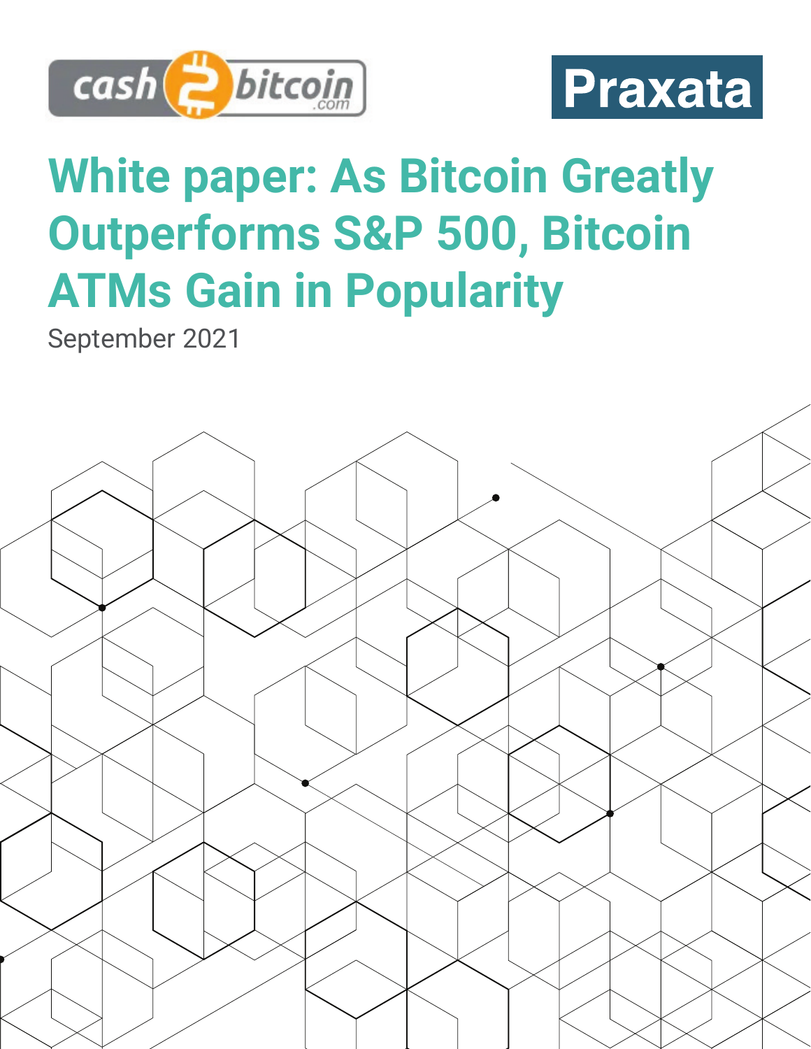cash2bitcoin.com

Praxata

# White paper: As Bitcoin Greatly Outperforms S&P 500, Bitcoin ATMs Gain in Popularity

September 2021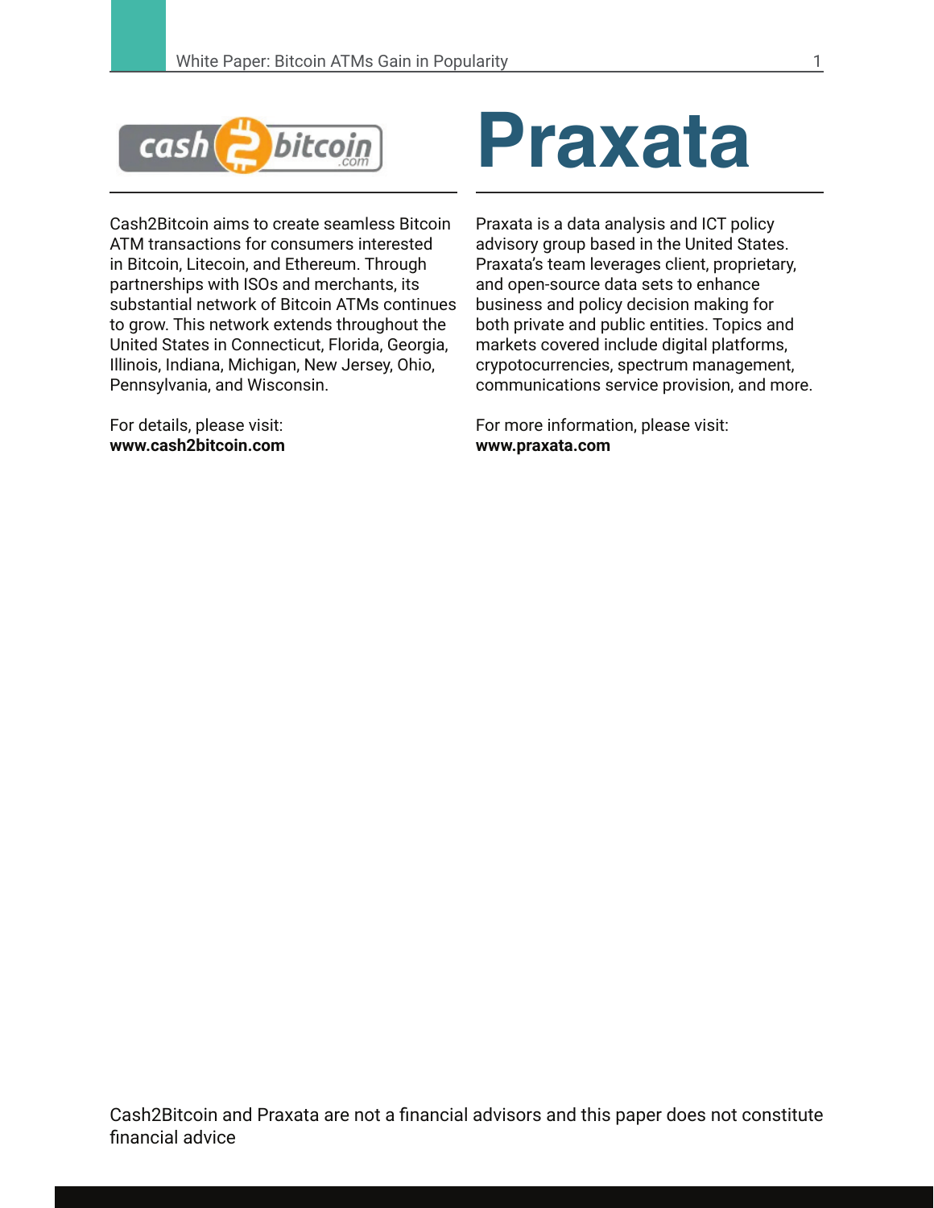Cash2Bitcoin aims to create seamless Bitcoin ATM transactions for consumers interested in Bitcoin, Litecoin, and Ethereum. Through partnerships with ISOs and merchants, its substantial network of Bitcoin ATMs continues to grow. This network extends throughout the United States in Connecticut, Florida, Georgia, Illinois, Indiana, Michigan, New Jersey, Ohio, Pennsylvania, and Wisconsin.

For details, please visit:
**www.cash2bitcoin.com**

# Praxata

Praxata is a data analysis and ICT policy advisory group based in the United States. Praxata's team leverages client, proprietary, and open-source data sets to enhance business and policy decision making for both private and public entities. Topics and markets covered include digital platforms, crypotocurrencies, spectrum management, communications service provision, and more.

For more information, please visit:
**www.praxata.com**

Cash2Bitcoin and Praxata are not a financial advisors and this paper does not constitute financial advice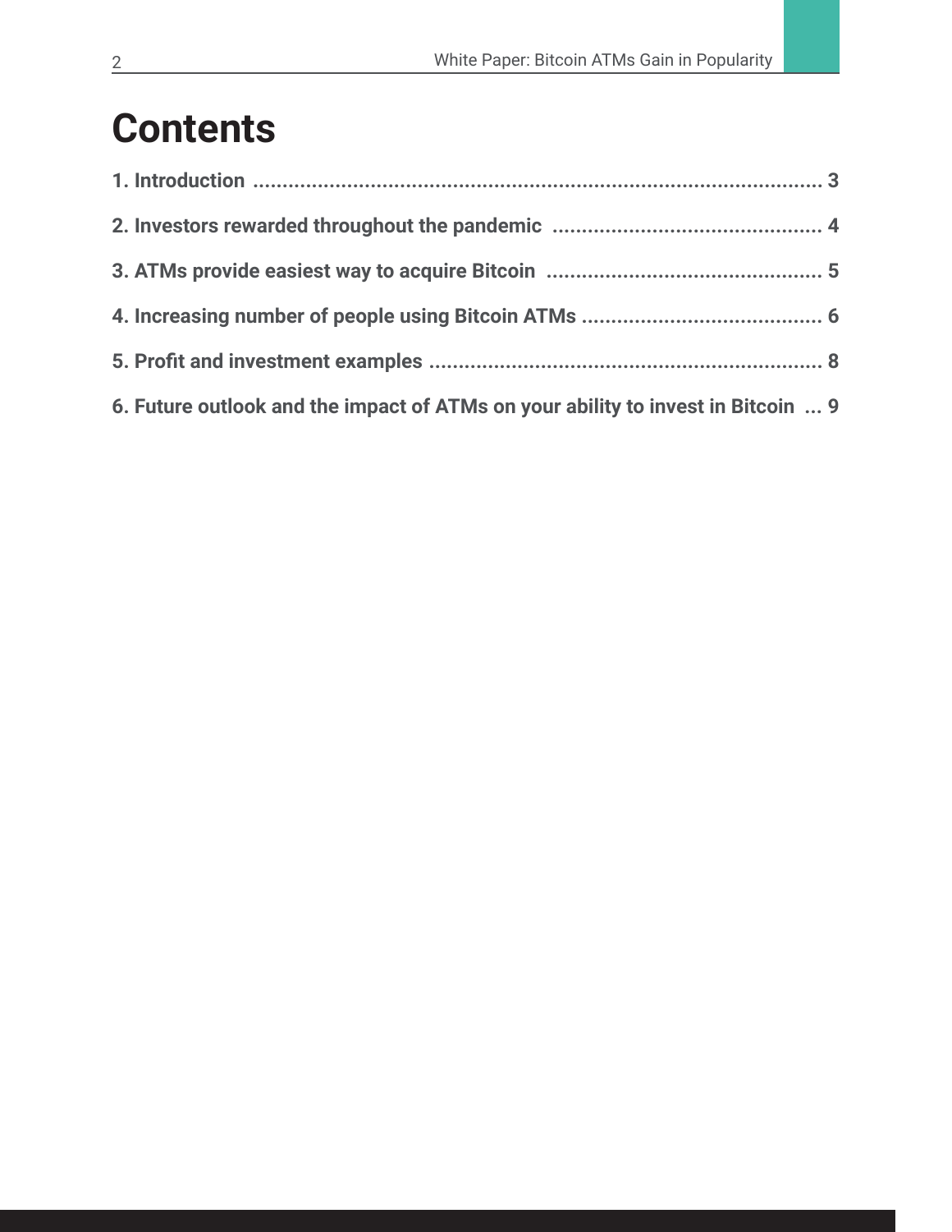# Contents

**1. Introduction** ........................................................................................... **3**

**2. Investors rewarded throughout the pandemic** ........................................... **4**

**3. ATMs provide easiest way to acquire Bitcoin** ............................................ **5**

**4. Increasing number of people using Bitcoin ATMs** ...................................... **6**

**5. Profit and investment examples** ............................................................... **8**

**6. Future outlook and the impact of ATMs on your ability to invest in Bitcoin** ... **9**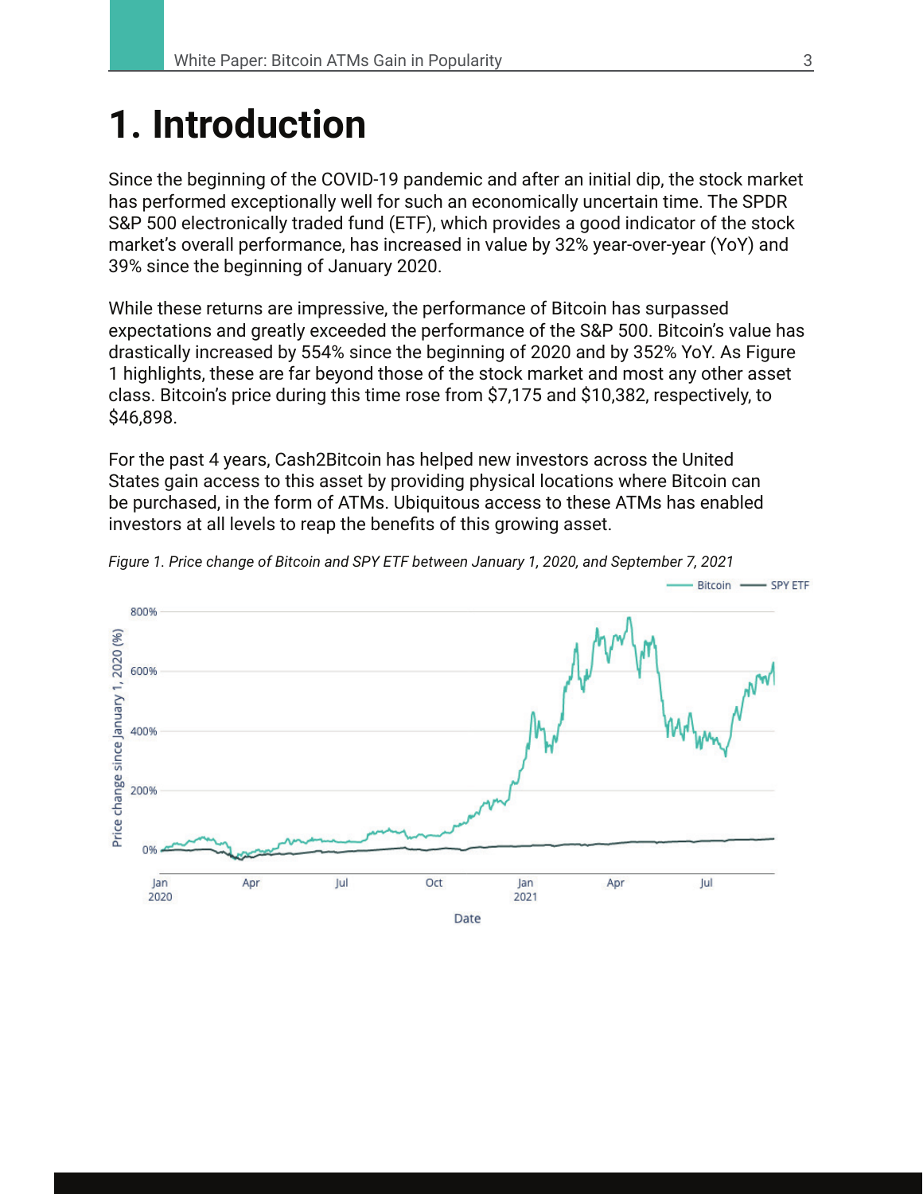# 1. Introduction

Since the beginning of the COVID-19 pandemic and after an initial dip, the stock market has performed exceptionally well for such an economically uncertain time. The SPDR S&P 500 electronically traded fund (ETF), which provides a good indicator of the stock market's overall performance, has increased in value by 32% year-over-year (YoY) and 39% since the beginning of January 2020.

While these returns are impressive, the performance of Bitcoin has surpassed expectations and greatly exceeded the performance of the S&P 500. Bitcoin's value has drastically increased by 554% since the beginning of 2020 and by 352% YoY. As Figure 1 highlights, these are far beyond those of the stock market and most any other asset class. Bitcoin's price during this time rose from $7,175 and $10,382, respectively, to $46,898.

For the past 4 years, Cash2Bitcoin has helped new investors across the United States gain access to this asset by providing physical locations where Bitcoin can be purchased, in the form of ATMs. Ubiquitous access to these ATMs has enabled investors at all levels to reap the benefits of this growing asset.

*Figure 1. Price change of Bitcoin and SPY ETF between January 1, 2020, and September 7, 2021*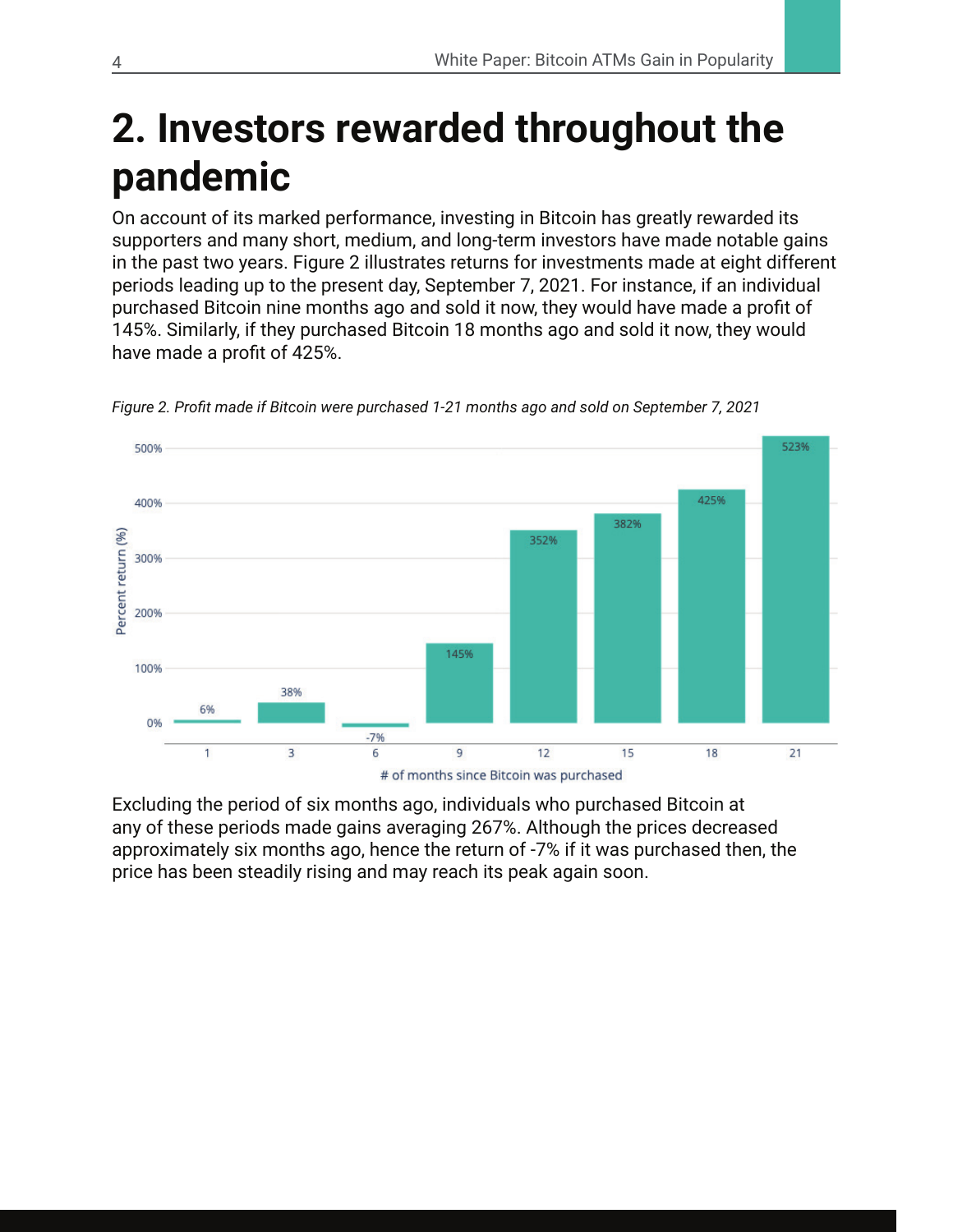# 2. Investors rewarded throughout the pandemic

On account of its marked performance, investing in Bitcoin has greatly rewarded its supporters and many short, medium, and long-term investors have made notable gains in the past two years. Figure 2 illustrates returns for investments made at eight different periods leading up to the present day, September 7, 2021. For instance, if an individual purchased Bitcoin nine months ago and sold it now, they would have made a profit of 145%. Similarly, if they purchased Bitcoin 18 months ago and sold it now, they would have made a profit of 425%.

*Figure 2. Profit made if Bitcoin were purchased 1-21 months ago and sold on September 7, 2021*

| # of months since Bitcoin was purchased | Percent return (%) |
|---|---|
| 1 | 6% |
| 3 | 38% |
| 6 | -7% |
| 9 | 145% |
| 12 | 352% |
| 15 | 382% |
| 18 | 425% |
| 21 | 523% |

Excluding the period of six months ago, individuals who purchased Bitcoin at any of these periods made gains averaging 267%. Although the prices decreased approximately six months ago, hence the return of -7% if it was purchased then, the price has been steadily rising and may reach its peak again soon.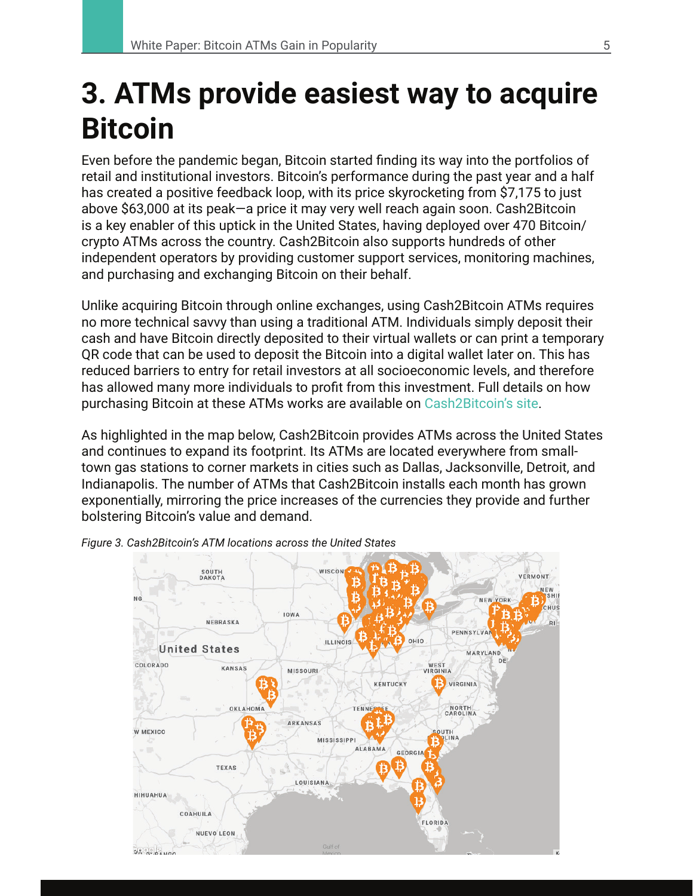# 3. ATMs provide easiest way to acquire Bitcoin

Even before the pandemic began, Bitcoin started finding its way into the portfolios of retail and institutional investors. Bitcoin's performance during the past year and a half has created a positive feedback loop, with its price skyrocketing from $7,175 to just above $63,000 at its peak—a price it may very well reach again soon. Cash2Bitcoin is a key enabler of this uptick in the United States, having deployed over 470 Bitcoin/crypto ATMs across the country. Cash2Bitcoin also supports hundreds of other independent operators by providing customer support services, monitoring machines, and purchasing and exchanging Bitcoin on their behalf.

Unlike acquiring Bitcoin through online exchanges, using Cash2Bitcoin ATMs requires no more technical savvy than using a traditional ATM. Individuals simply deposit their cash and have Bitcoin directly deposited to their virtual wallets or can print a temporary QR code that can be used to deposit the Bitcoin into a digital wallet later on. This has reduced barriers to entry for retail investors at all socioeconomic levels, and therefore has allowed many more individuals to profit from this investment. Full details on how purchasing Bitcoin at these ATMs works are available on Cash2Bitcoin's site.

As highlighted in the map below, Cash2Bitcoin provides ATMs across the United States and continues to expand its footprint. Its ATMs are located everywhere from small-town gas stations to corner markets in cities such as Dallas, Jacksonville, Detroit, and Indianapolis. The number of ATMs that Cash2Bitcoin installs each month has grown exponentially, mirroring the price increases of the currencies they provide and further bolstering Bitcoin's value and demand.

*Figure 3. Cash2Bitcoin's ATM locations across the United States*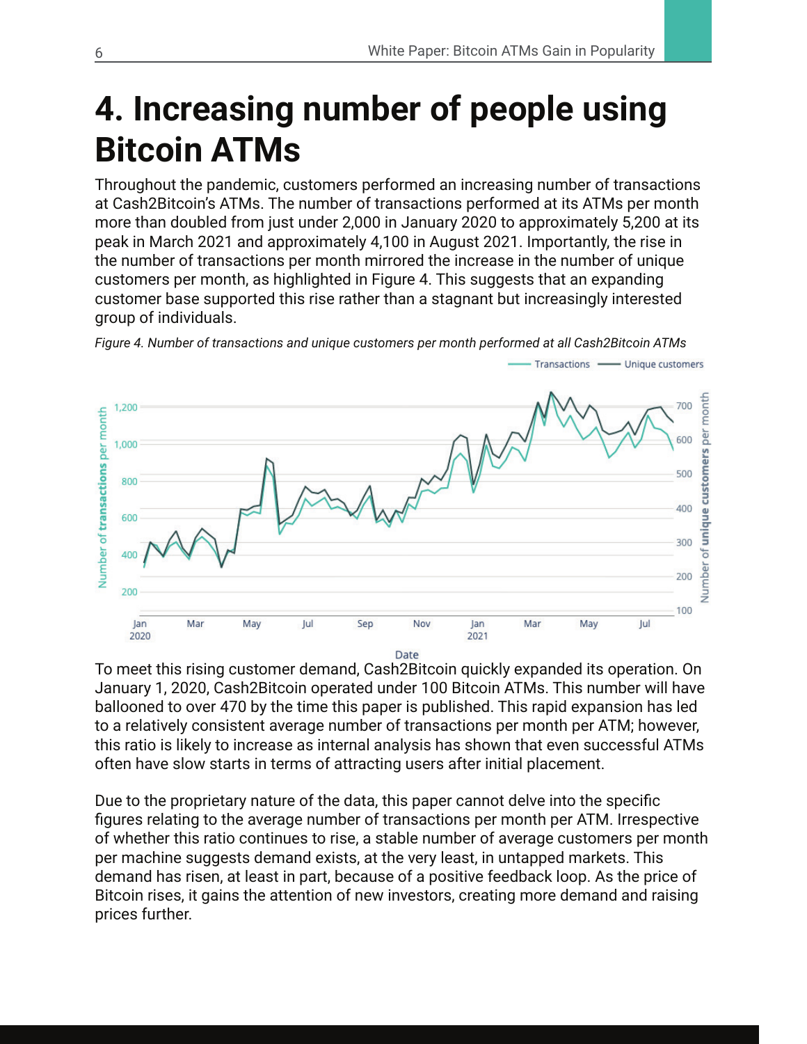# 4. Increasing number of people using Bitcoin ATMs

Throughout the pandemic, customers performed an increasing number of transactions at Cash2Bitcoin's ATMs. The number of transactions performed at its ATMs per month more than doubled from just under 2,000 in January 2020 to approximately 5,200 at its peak in March 2021 and approximately 4,100 in August 2021. Importantly, the rise in the number of transactions per month mirrored the increase in the number of unique customers per month, as highlighted in Figure 4. This suggests that an expanding customer base supported this rise rather than a stagnant but increasingly interested group of individuals.

*Figure 4. Number of transactions and unique customers per month performed at all Cash2Bitcoin ATMs*

To meet this rising customer demand, Cash2Bitcoin quickly expanded its operation. On January 1, 2020, Cash2Bitcoin operated under 100 Bitcoin ATMs. This number will have ballooned to over 470 by the time this paper is published. This rapid expansion has led to a relatively consistent average number of transactions per month per ATM; however, this ratio is likely to increase as internal analysis has shown that even successful ATMs often have slow starts in terms of attracting users after initial placement.

Due to the proprietary nature of the data, this paper cannot delve into the specific figures relating to the average number of transactions per month per ATM. Irrespective of whether this ratio continues to rise, a stable number of average customers per month per machine suggests demand exists, at the very least, in untapped markets. This demand has risen, at least in part, because of a positive feedback loop. As the price of Bitcoin rises, it gains the attention of new investors, creating more demand and raising prices further.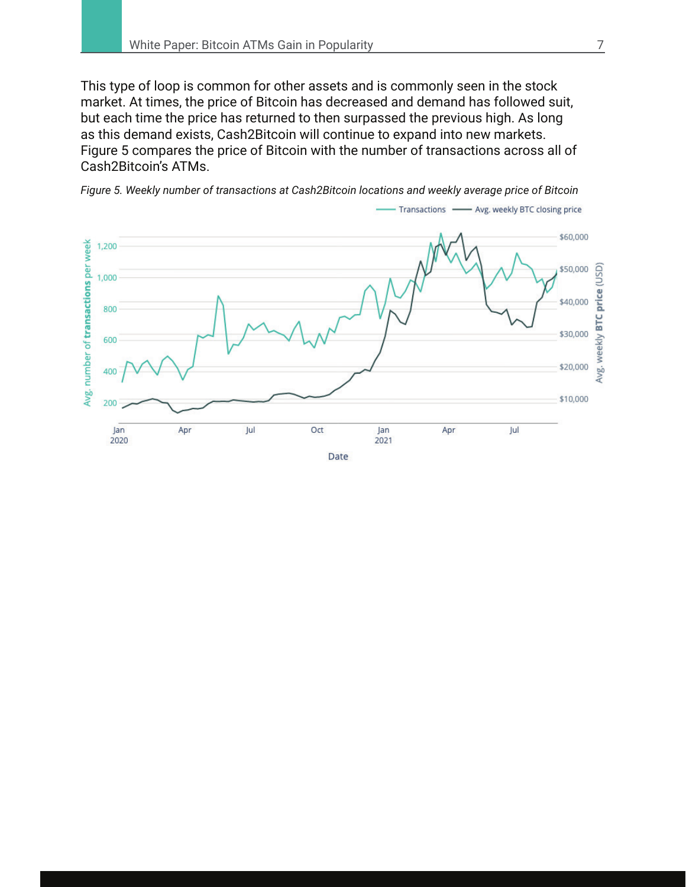This type of loop is common for other assets and is commonly seen in the stock market. At times, the price of Bitcoin has decreased and demand has followed suit, but each time the price has returned to then surpassed the previous high. As long as this demand exists, Cash2Bitcoin will continue to expand into new markets. Figure 5 compares the price of Bitcoin with the number of transactions across all of Cash2Bitcoin's ATMs.

*Figure 5. Weekly number of transactions at Cash2Bitcoin locations and weekly average price of Bitcoin*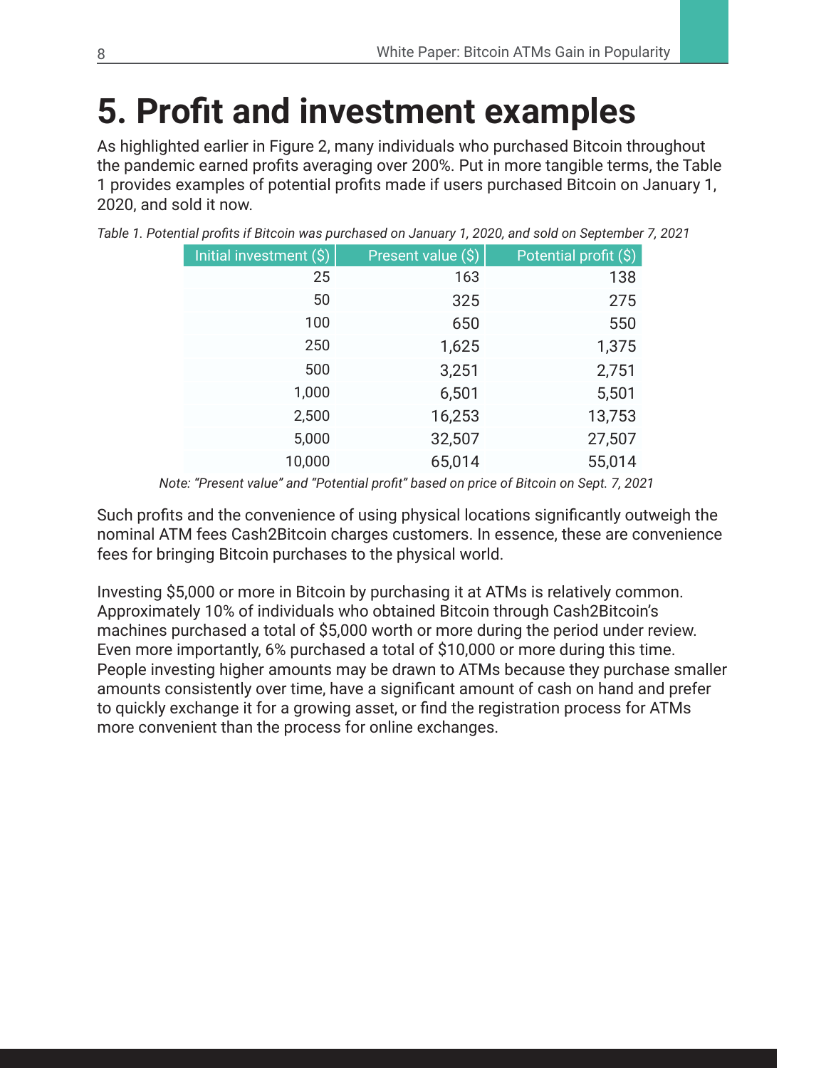# 5. Profit and investment examples

As highlighted earlier in Figure 2, many individuals who purchased Bitcoin throughout the pandemic earned profits averaging over 200%. Put in more tangible terms, the Table 1 provides examples of potential profits made if users purchased Bitcoin on January 1, 2020, and sold it now.

*Table 1. Potential profits if Bitcoin was purchased on January 1, 2020, and sold on September 7, 2021*

| Initial investment ($) | Present value ($) | Potential profit ($) |
|---:|---:|---:|
| 25 | 163 | 138 |
| 50 | 325 | 275 |
| 100 | 650 | 550 |
| 250 | 1,625 | 1,375 |
| 500 | 3,251 | 2,751 |
| 1,000 | 6,501 | 5,501 |
| 2,500 | 16,253 | 13,753 |
| 5,000 | 32,507 | 27,507 |
| 10,000 | 65,014 | 55,014 |

*Note: "Present value" and "Potential profit" based on price of Bitcoin on Sept. 7, 2021*

Such profits and the convenience of using physical locations significantly outweigh the nominal ATM fees Cash2Bitcoin charges customers. In essence, these are convenience fees for bringing Bitcoin purchases to the physical world.

Investing $5,000 or more in Bitcoin by purchasing it at ATMs is relatively common. Approximately 10% of individuals who obtained Bitcoin through Cash2Bitcoin's machines purchased a total of $5,000 worth or more during the period under review. Even more importantly, 6% purchased a total of $10,000 or more during this time. People investing higher amounts may be drawn to ATMs because they purchase smaller amounts consistently over time, have a significant amount of cash on hand and prefer to quickly exchange it for a growing asset, or find the registration process for ATMs more convenient than the process for online exchanges.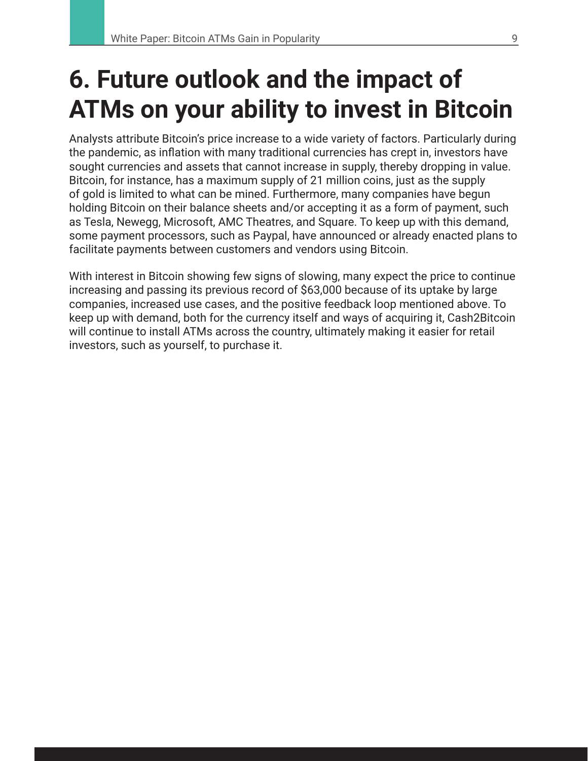# 6. Future outlook and the impact of ATMs on your ability to invest in Bitcoin

Analysts attribute Bitcoin's price increase to a wide variety of factors. Particularly during the pandemic, as inflation with many traditional currencies has crept in, investors have sought currencies and assets that cannot increase in supply, thereby dropping in value. Bitcoin, for instance, has a maximum supply of 21 million coins, just as the supply of gold is limited to what can be mined. Furthermore, many companies have begun holding Bitcoin on their balance sheets and/or accepting it as a form of payment, such as Tesla, Newegg, Microsoft, AMC Theatres, and Square. To keep up with this demand, some payment processors, such as Paypal, have announced or already enacted plans to facilitate payments between customers and vendors using Bitcoin.

With interest in Bitcoin showing few signs of slowing, many expect the price to continue increasing and passing its previous record of $63,000 because of its uptake by large companies, increased use cases, and the positive feedback loop mentioned above. To keep up with demand, both for the currency itself and ways of acquiring it, Cash2Bitcoin will continue to install ATMs across the country, ultimately making it easier for retail investors, such as yourself, to purchase it.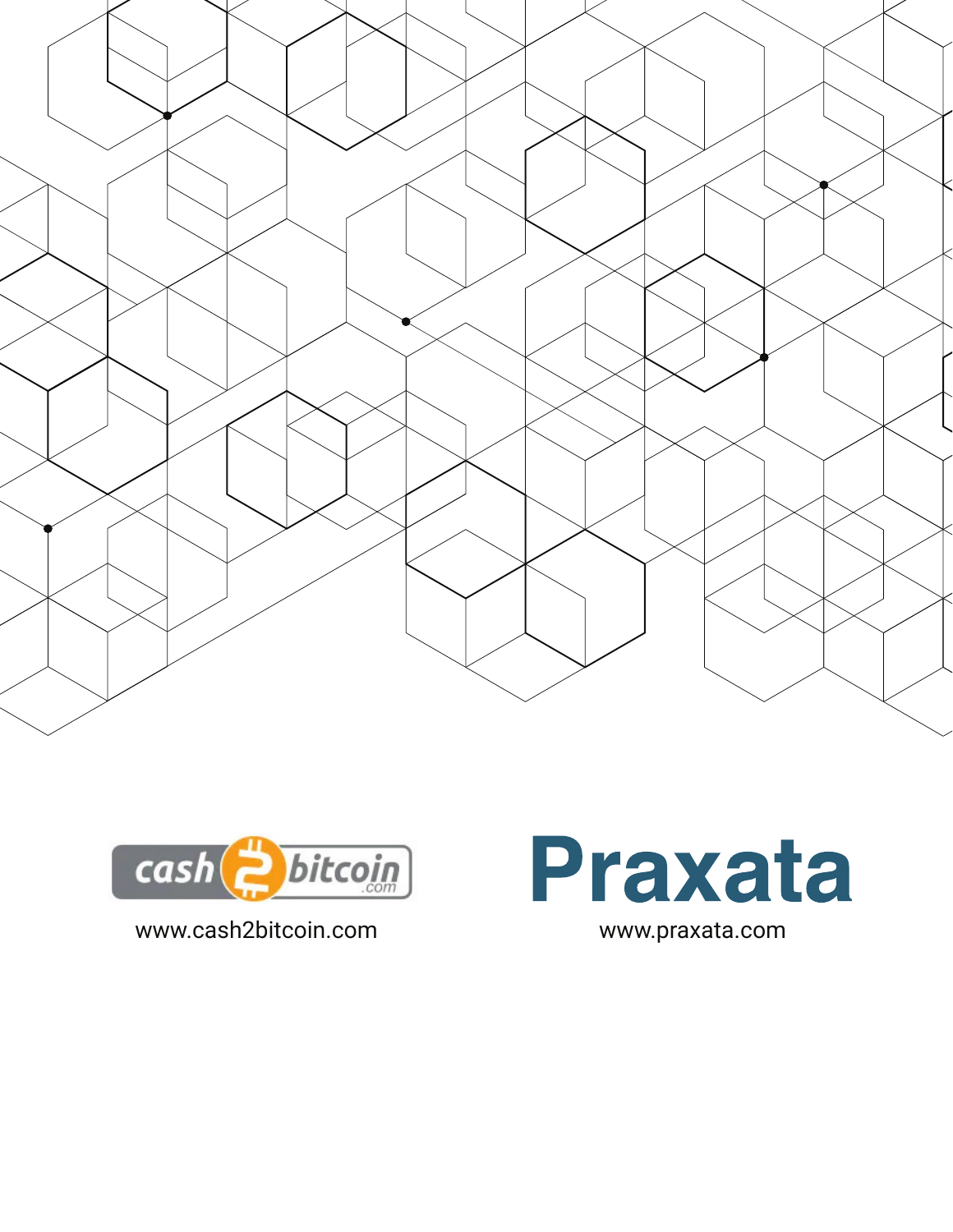cash2bitcoin.com

www.cash2bitcoin.com

Praxata

www.praxata.com